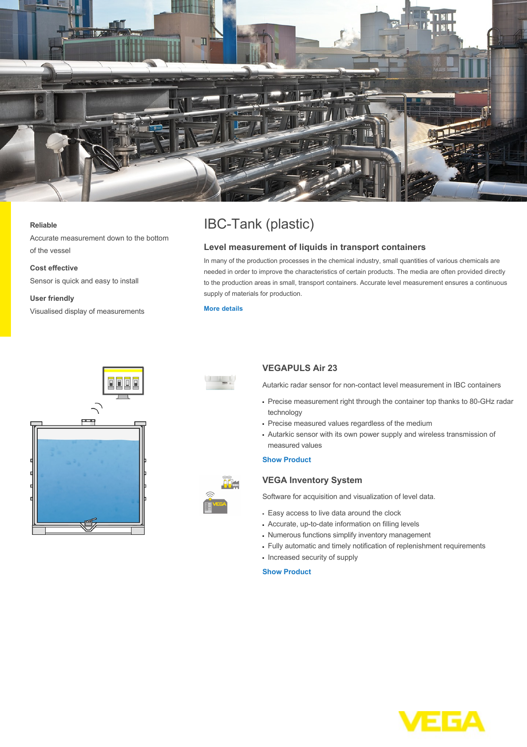**Reliable**

Accurate measurement down to the bottom of the vessel

**Cost effective**

Sensor is quick and easy to install

**User friendly**

Visualised display of measurements

# IBC-Tank (plastic)

## Level measurement of liquids in transport containers

In many of the production processes in the chemical industry, small quantities of various chemicals are needed in order to improve the characteristics of certain products. The media are often provided directly to the production areas in small, transport containers. Accurate level measurement ensures a continuous supply of materials for production.

More details

### VEGAPULS Air 23

Autarkic radar sensor for non-contact level measurement in IBC containers

- Precise measurement right through the container top thanks to 80-GHz radar technology
- Precise measured values regardless of the medium
- Autarkic sensor with its own power supply and wireless transmission of measured values

Show Product

### VEGA Inventory System

Software for acquisition and visualization of level data.

- Easy access to live data around the clock
- Accurate, up-to-date information on filling levels
- Numerous functions simplify inventory management
- Fully automatic and timely notification of replenishment requirements
- Increased security of supply

Show Product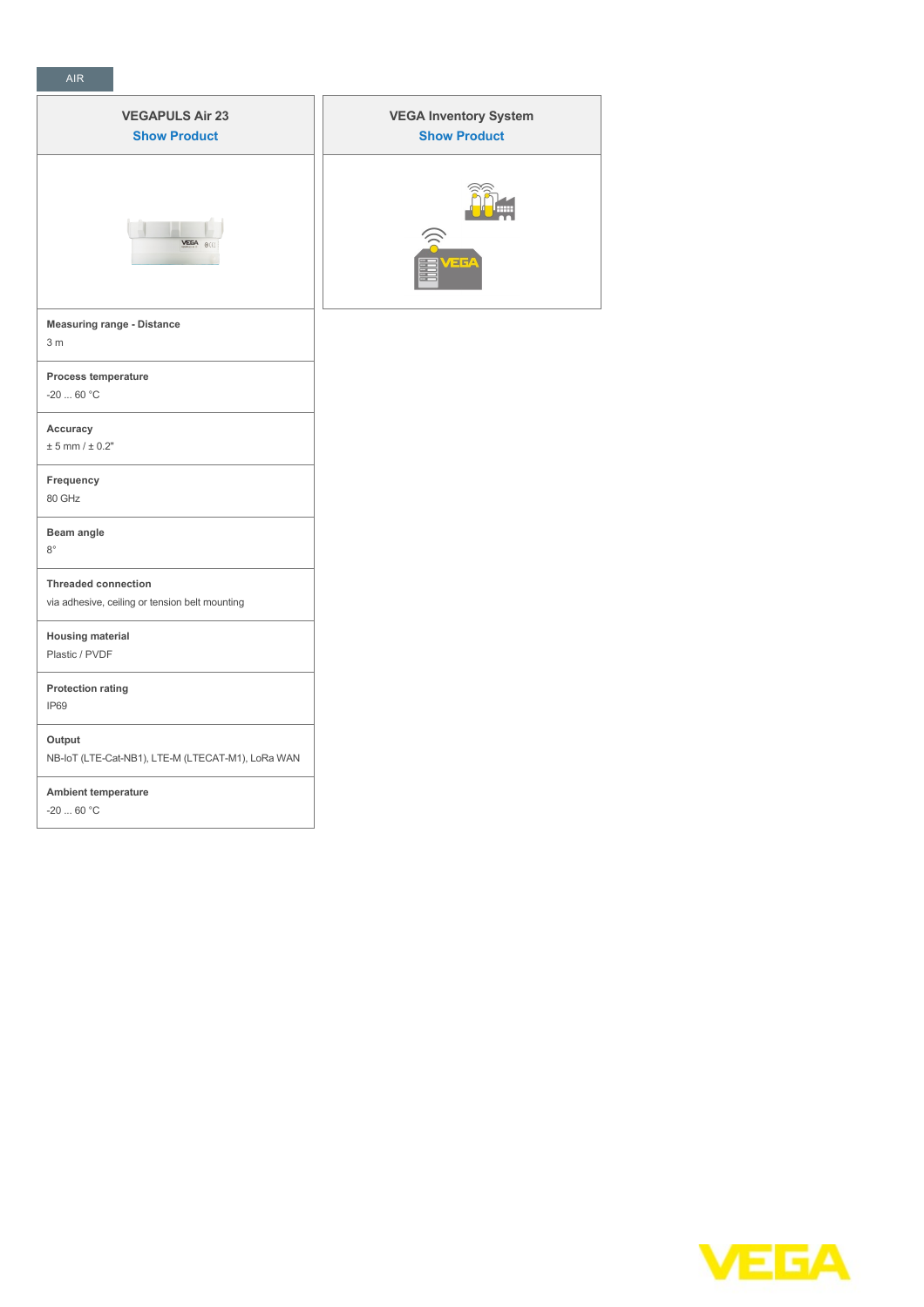AIR

## VEGAPULS Air 23

Show Product

**Measuring range - Distance**
3 m

**Process temperature**
-20 ... 60 °C

**Accuracy**
± 5 mm / ± 0.2"

**Frequency**
80 GHz

**Beam angle**
8°

**Threaded connection**
via adhesive, ceiling or tension belt mounting

**Housing material**
Plastic / PVDF

**Protection rating**
IP69

**Output**
NB-IoT (LTE-Cat-NB1), LTE-M (LTECAT-M1), LoRa WAN

**Ambient temperature**
-20 ... 60 °C

## VEGA Inventory System

Show Product